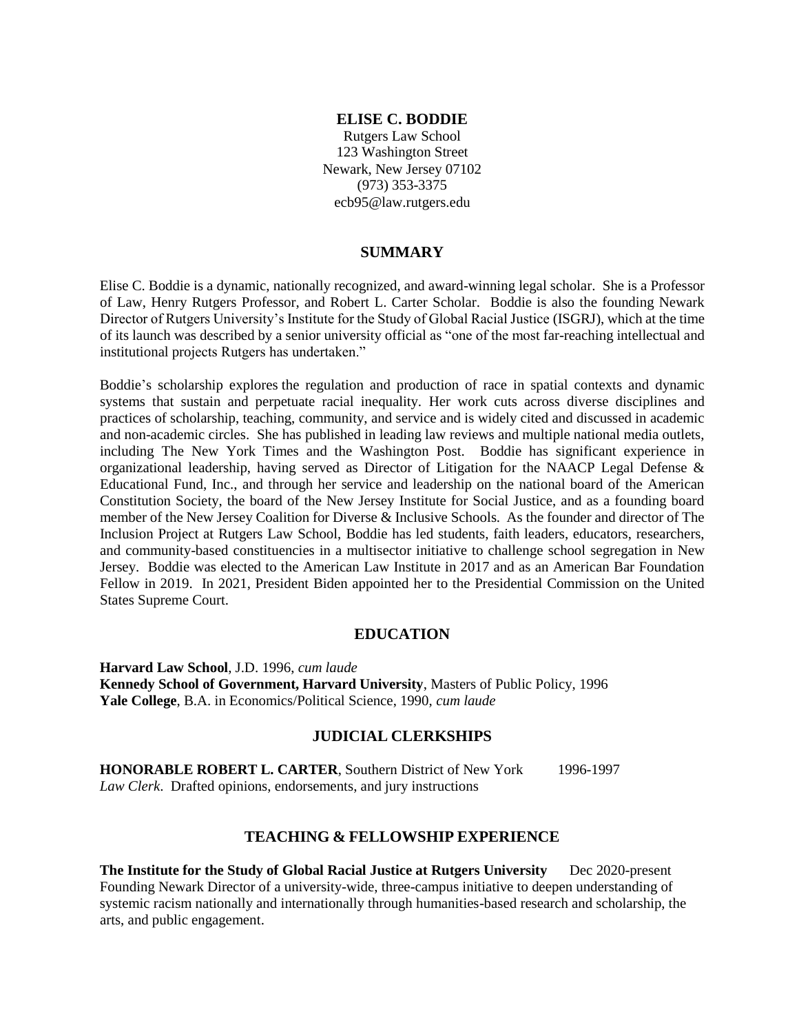# ELISE C. BODDIE

Rutgers Law School
123 Washington Street
Newark, New Jersey 07102
(973) 353-3375
ecb95@law.rutgers.edu

## SUMMARY

Elise C. Boddie is a dynamic, nationally recognized, and award-winning legal scholar. She is a Professor of Law, Henry Rutgers Professor, and Robert L. Carter Scholar. Boddie is also the founding Newark Director of Rutgers University's Institute for the Study of Global Racial Justice (ISGRJ), which at the time of its launch was described by a senior university official as "one of the most far-reaching intellectual and institutional projects Rutgers has undertaken."

Boddie's scholarship explores the regulation and production of race in spatial contexts and dynamic systems that sustain and perpetuate racial inequality. Her work cuts across diverse disciplines and practices of scholarship, teaching, community, and service and is widely cited and discussed in academic and non-academic circles. She has published in leading law reviews and multiple national media outlets, including The New York Times and the Washington Post. Boddie has significant experience in organizational leadership, having served as Director of Litigation for the NAACP Legal Defense & Educational Fund, Inc., and through her service and leadership on the national board of the American Constitution Society, the board of the New Jersey Institute for Social Justice, and as a founding board member of the New Jersey Coalition for Diverse & Inclusive Schools. As the founder and director of The Inclusion Project at Rutgers Law School, Boddie has led students, faith leaders, educators, researchers, and community-based constituencies in a multisector initiative to challenge school segregation in New Jersey. Boddie was elected to the American Law Institute in 2017 and as an American Bar Foundation Fellow in 2019. In 2021, President Biden appointed her to the Presidential Commission on the United States Supreme Court.

## EDUCATION

**Harvard Law School**, J.D. 1996, *cum laude*
**Kennedy School of Government, Harvard University**, Masters of Public Policy, 1996
**Yale College**, B.A. in Economics/Political Science, 1990, *cum laude*

## JUDICIAL CLERKSHIPS

**HONORABLE ROBERT L. CARTER**, Southern District of New York 1996-1997
*Law Clerk*. Drafted opinions, endorsements, and jury instructions

## TEACHING & FELLOWSHIP EXPERIENCE

**The Institute for the Study of Global Racial Justice at Rutgers University** Dec 2020-present
Founding Newark Director of a university-wide, three-campus initiative to deepen understanding of systemic racism nationally and internationally through humanities-based research and scholarship, the arts, and public engagement.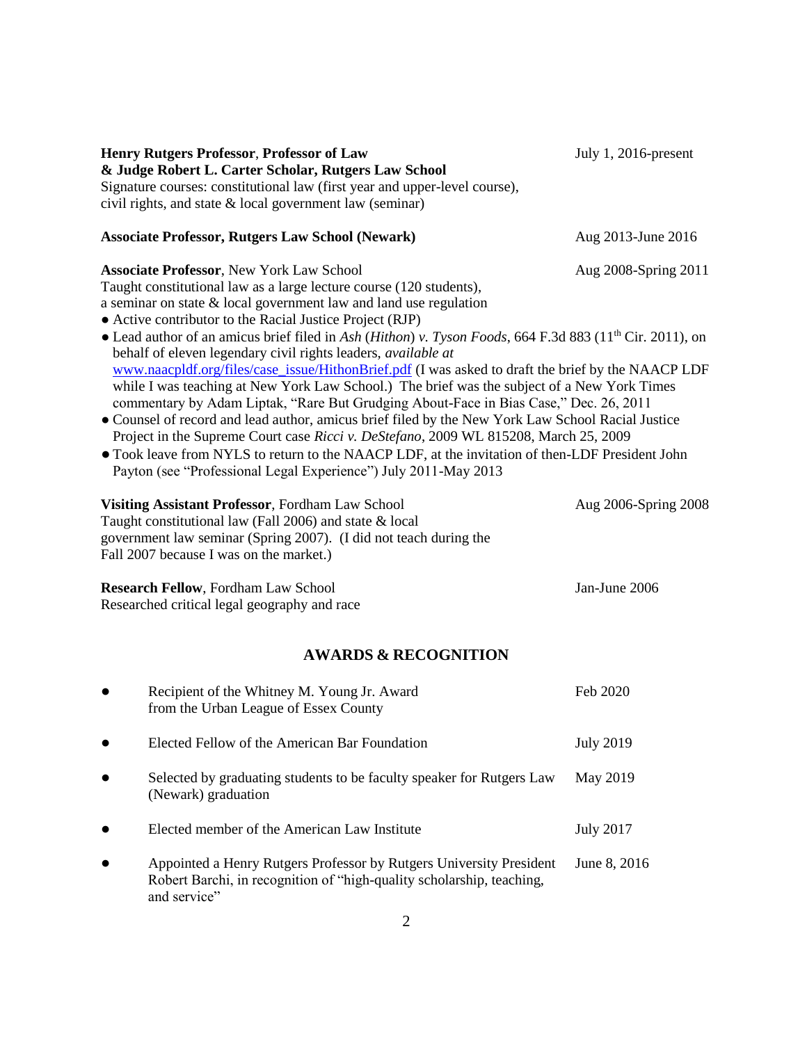**Henry Rutgers Professor**, **Professor of Law & Judge Robert L. Carter Scholar, Rutgers Law School** — July 1, 2016-present

Signature courses: constitutional law (first year and upper-level course), civil rights, and state & local government law (seminar)

**Associate Professor, Rutgers Law School (Newark)** — Aug 2013-June 2016

**Associate Professor**, New York Law School — Aug 2008-Spring 2011

Taught constitutional law as a large lecture course (120 students), a seminar on state & local government law and land use regulation

- Active contributor to the Racial Justice Project (RJP)
- Lead author of an amicus brief filed in *Ash* (*Hithon*) *v. Tyson Foods*, 664 F.3d 883 (11th Cir. 2011), on behalf of eleven legendary civil rights leaders, *available at* [www.naacpldf.org/files/case_issue/HithonBrief.pdf](www.naacpldf.org/files/case_issue/HithonBrief.pdf) (I was asked to draft the brief by the NAACP LDF while I was teaching at New York Law School.) The brief was the subject of a New York Times commentary by Adam Liptak, "Rare But Grudging About-Face in Bias Case," Dec. 26, 2011
- Counsel of record and lead author, amicus brief filed by the New York Law School Racial Justice Project in the Supreme Court case *Ricci v. DeStefano*, 2009 WL 815208, March 25, 2009
- Took leave from NYLS to return to the NAACP LDF, at the invitation of then-LDF President John Payton (see "Professional Legal Experience") July 2011-May 2013

**Visiting Assistant Professor**, Fordham Law School — Aug 2006-Spring 2008

Taught constitutional law (Fall 2006) and state & local government law seminar (Spring 2007). (I did not teach during the Fall 2007 because I was on the market.)

**Research Fellow**, Fordham Law School — Jan-June 2006

Researched critical legal geography and race

## AWARDS & RECOGNITION

- Recipient of the Whitney M. Young Jr. Award from the Urban League of Essex County — Feb 2020
- Elected Fellow of the American Bar Foundation — July 2019
- Selected by graduating students to be faculty speaker for Rutgers Law (Newark) graduation — May 2019
- Elected member of the American Law Institute — July 2017
- Appointed a Henry Rutgers Professor by Rutgers University President Robert Barchi, in recognition of "high-quality scholarship, teaching, and service" — June 8, 2016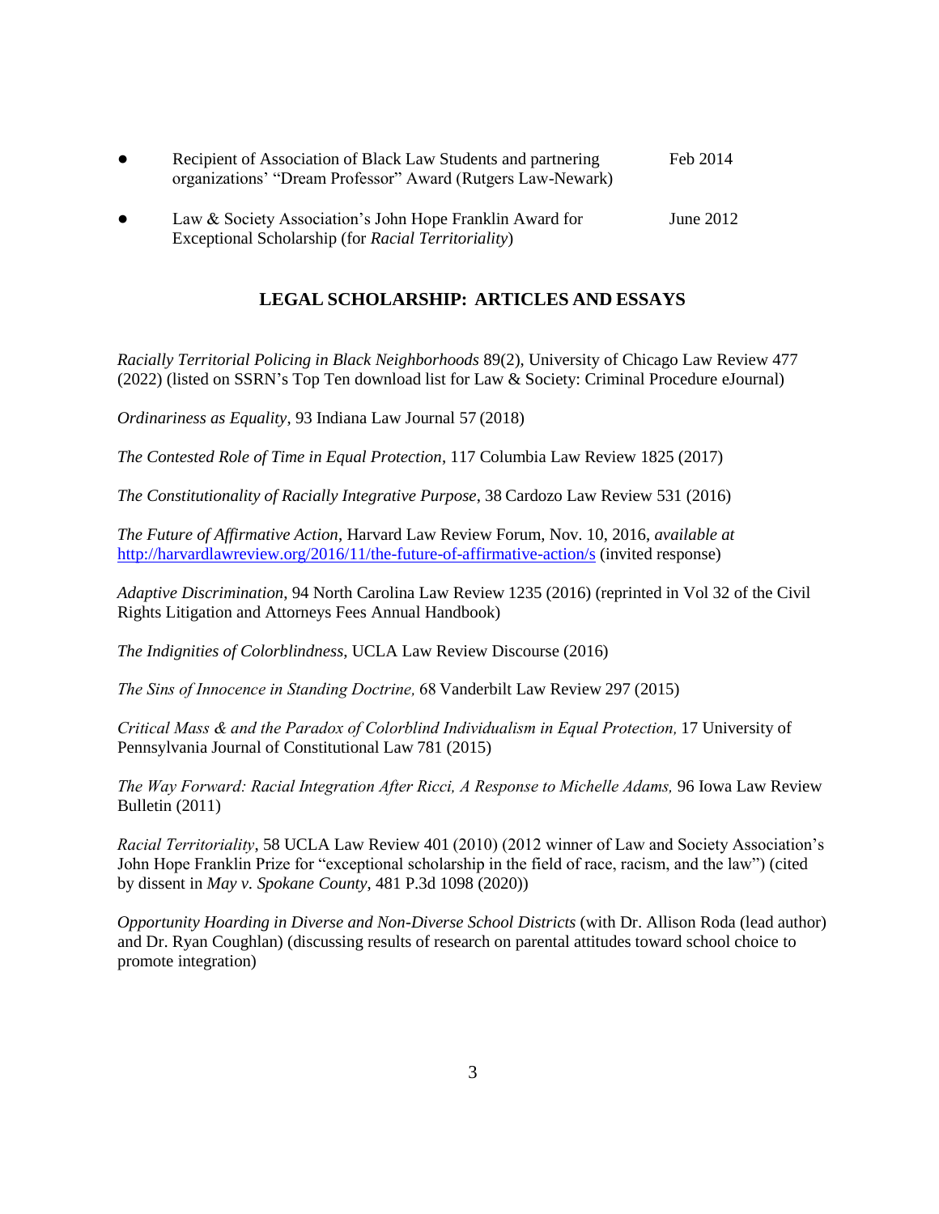- Recipient of Association of Black Law Students and partnering organizations' "Dream Professor" Award (Rutgers Law-Newark) — Feb 2014

- Law & Society Association's John Hope Franklin Award for Exceptional Scholarship (for *Racial Territoriality*) — June 2012

## LEGAL SCHOLARSHIP: ARTICLES AND ESSAYS

*Racially Territorial Policing in Black Neighborhoods* 89(2), University of Chicago Law Review 477 (2022) (listed on SSRN's Top Ten download list for Law & Society: Criminal Procedure eJournal)

*Ordinariness as Equality*, 93 Indiana Law Journal 57 (2018)

*The Contested Role of Time in Equal Protection*, 117 Columbia Law Review 1825 (2017)

*The Constitutionality of Racially Integrative Purpose*, 38 Cardozo Law Review 531 (2016)

*The Future of Affirmative Action*, Harvard Law Review Forum, Nov. 10, 2016, *available at* http://harvardlawreview.org/2016/11/the-future-of-affirmative-action/s (invited response)

*Adaptive Discrimination*, 94 North Carolina Law Review 1235 (2016) (reprinted in Vol 32 of the Civil Rights Litigation and Attorneys Fees Annual Handbook)

*The Indignities of Colorblindness*, UCLA Law Review Discourse (2016)

*The Sins of Innocence in Standing Doctrine,* 68 Vanderbilt Law Review 297 (2015)

*Critical Mass & and the Paradox of Colorblind Individualism in Equal Protection,* 17 University of Pennsylvania Journal of Constitutional Law 781 (2015)

*The Way Forward: Racial Integration After Ricci, A Response to Michelle Adams,* 96 Iowa Law Review Bulletin (2011)

*Racial Territoriality*, 58 UCLA Law Review 401 (2010) (2012 winner of Law and Society Association's John Hope Franklin Prize for "exceptional scholarship in the field of race, racism, and the law") (cited by dissent in *May v. Spokane County*, 481 P.3d 1098 (2020))

*Opportunity Hoarding in Diverse and Non-Diverse School Districts* (with Dr. Allison Roda (lead author) and Dr. Ryan Coughlan) (discussing results of research on parental attitudes toward school choice to promote integration)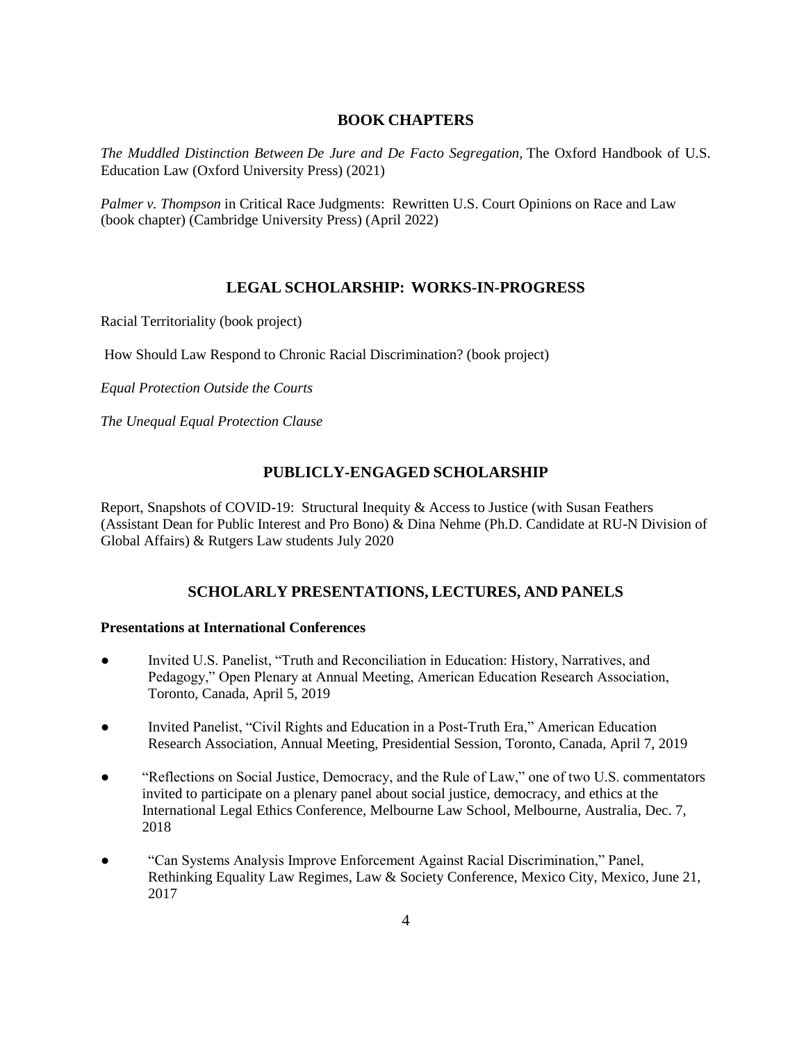## BOOK CHAPTERS

*The Muddled Distinction Between De Jure and De Facto Segregation,* The Oxford Handbook of U.S. Education Law (Oxford University Press) (2021)

*Palmer v. Thompson* in Critical Race Judgments: Rewritten U.S. Court Opinions on Race and Law (book chapter) (Cambridge University Press) (April 2022)

## LEGAL SCHOLARSHIP: WORKS-IN-PROGRESS

Racial Territoriality (book project)

How Should Law Respond to Chronic Racial Discrimination? (book project)

*Equal Protection Outside the Courts*

*The Unequal Equal Protection Clause*

## PUBLICLY-ENGAGED SCHOLARSHIP

Report, Snapshots of COVID-19: Structural Inequity & Access to Justice (with Susan Feathers (Assistant Dean for Public Interest and Pro Bono) & Dina Nehme (Ph.D. Candidate at RU-N Division of Global Affairs) & Rutgers Law students July 2020

## SCHOLARLY PRESENTATIONS, LECTURES, AND PANELS

**Presentations at International Conferences**

- Invited U.S. Panelist, "Truth and Reconciliation in Education: History, Narratives, and Pedagogy," Open Plenary at Annual Meeting, American Education Research Association, Toronto, Canada, April 5, 2019
- Invited Panelist, "Civil Rights and Education in a Post-Truth Era," American Education Research Association, Annual Meeting, Presidential Session, Toronto, Canada, April 7, 2019
- "Reflections on Social Justice, Democracy, and the Rule of Law," one of two U.S. commentators invited to participate on a plenary panel about social justice, democracy, and ethics at the International Legal Ethics Conference, Melbourne Law School, Melbourne, Australia, Dec. 7, 2018
- "Can Systems Analysis Improve Enforcement Against Racial Discrimination," Panel, Rethinking Equality Law Regimes, Law & Society Conference, Mexico City, Mexico, June 21, 2017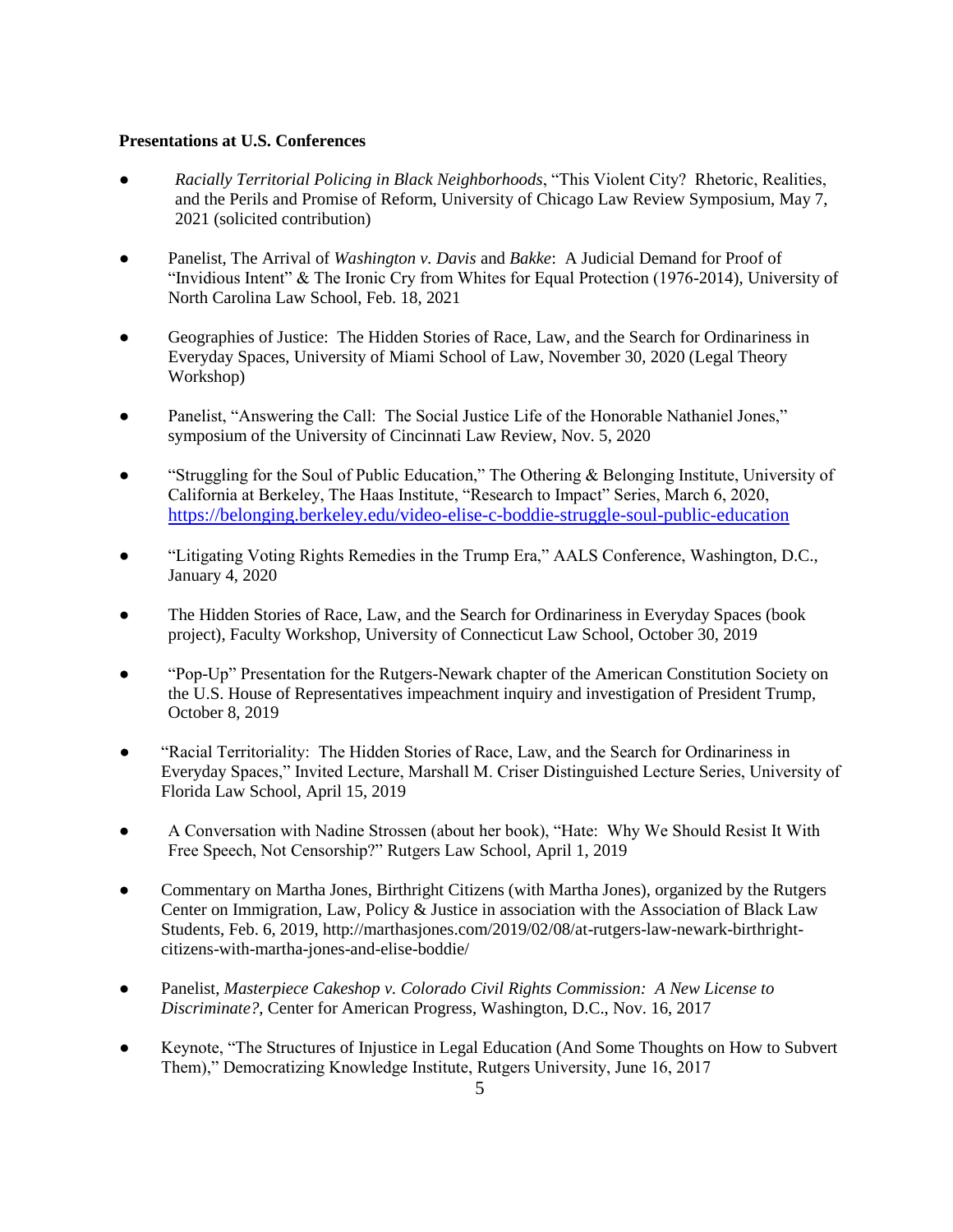**Presentations at U.S. Conferences**

- *Racially Territorial Policing in Black Neighborhoods*, "This Violent City? Rhetoric, Realities, and the Perils and Promise of Reform, University of Chicago Law Review Symposium, May 7, 2021 (solicited contribution)

- Panelist, The Arrival of *Washington v. Davis* and *Bakke*: A Judicial Demand for Proof of "Invidious Intent" & The Ironic Cry from Whites for Equal Protection (1976-2014), University of North Carolina Law School, Feb. 18, 2021

- Geographies of Justice: The Hidden Stories of Race, Law, and the Search for Ordinariness in Everyday Spaces, University of Miami School of Law, November 30, 2020 (Legal Theory Workshop)

- Panelist, "Answering the Call: The Social Justice Life of the Honorable Nathaniel Jones," symposium of the University of Cincinnati Law Review, Nov. 5, 2020

- "Struggling for the Soul of Public Education," The Othering & Belonging Institute, University of California at Berkeley, The Haas Institute, "Research to Impact" Series, March 6, 2020, https://belonging.berkeley.edu/video-elise-c-boddie-struggle-soul-public-education

- "Litigating Voting Rights Remedies in the Trump Era," AALS Conference, Washington, D.C., January 4, 2020

- The Hidden Stories of Race, Law, and the Search for Ordinariness in Everyday Spaces (book project), Faculty Workshop, University of Connecticut Law School, October 30, 2019

- "Pop-Up" Presentation for the Rutgers-Newark chapter of the American Constitution Society on the U.S. House of Representatives impeachment inquiry and investigation of President Trump, October 8, 2019

- "Racial Territoriality: The Hidden Stories of Race, Law, and the Search for Ordinariness in Everyday Spaces," Invited Lecture, Marshall M. Criser Distinguished Lecture Series, University of Florida Law School, April 15, 2019

- A Conversation with Nadine Strossen (about her book), "Hate: Why We Should Resist It With Free Speech, Not Censorship?" Rutgers Law School, April 1, 2019

- Commentary on Martha Jones, Birthright Citizens (with Martha Jones), organized by the Rutgers Center on Immigration, Law, Policy & Justice in association with the Association of Black Law Students, Feb. 6, 2019, http://marthasjones.com/2019/02/08/at-rutgers-law-newark-birthright-citizens-with-martha-jones-and-elise-boddie/

- Panelist, *Masterpiece Cakeshop v. Colorado Civil Rights Commission: A New License to Discriminate?*, Center for American Progress, Washington, D.C., Nov. 16, 2017

- Keynote, "The Structures of Injustice in Legal Education (And Some Thoughts on How to Subvert Them)," Democratizing Knowledge Institute, Rutgers University, June 16, 2017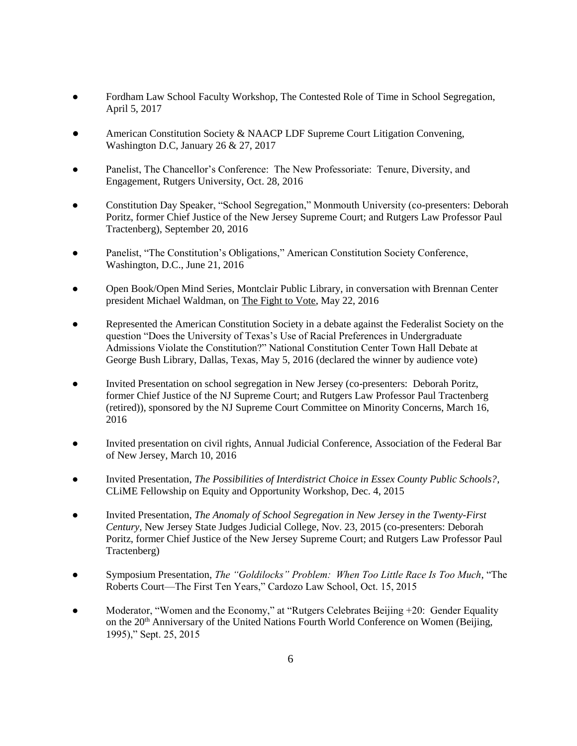- Fordham Law School Faculty Workshop, The Contested Role of Time in School Segregation, April 5, 2017

- American Constitution Society & NAACP LDF Supreme Court Litigation Convening, Washington D.C, January 26 & 27, 2017

- Panelist, The Chancellor's Conference: The New Professoriate: Tenure, Diversity, and Engagement, Rutgers University, Oct. 28, 2016

- Constitution Day Speaker, "School Segregation," Monmouth University (co-presenters: Deborah Poritz, former Chief Justice of the New Jersey Supreme Court; and Rutgers Law Professor Paul Tractenberg), September 20, 2016

- Panelist, "The Constitution's Obligations," American Constitution Society Conference, Washington, D.C., June 21, 2016

- Open Book/Open Mind Series, Montclair Public Library, in conversation with Brennan Center president Michael Waldman, on The Fight to Vote, May 22, 2016

- Represented the American Constitution Society in a debate against the Federalist Society on the question "Does the University of Texas's Use of Racial Preferences in Undergraduate Admissions Violate the Constitution?" National Constitution Center Town Hall Debate at George Bush Library, Dallas, Texas, May 5, 2016 (declared the winner by audience vote)

- Invited Presentation on school segregation in New Jersey (co-presenters: Deborah Poritz, former Chief Justice of the NJ Supreme Court; and Rutgers Law Professor Paul Tractenberg (retired)), sponsored by the NJ Supreme Court Committee on Minority Concerns, March 16, 2016

- Invited presentation on civil rights, Annual Judicial Conference, Association of the Federal Bar of New Jersey, March 10, 2016

- Invited Presentation, *The Possibilities of Interdistrict Choice in Essex County Public Schools?*, CLiME Fellowship on Equity and Opportunity Workshop, Dec. 4, 2015

- Invited Presentation, *The Anomaly of School Segregation in New Jersey in the Twenty-First Century*, New Jersey State Judges Judicial College, Nov. 23, 2015 (co-presenters: Deborah Poritz, former Chief Justice of the New Jersey Supreme Court; and Rutgers Law Professor Paul Tractenberg)

- Symposium Presentation, *The "Goldilocks" Problem: When Too Little Race Is Too Much*, "The Roberts Court—The First Ten Years," Cardozo Law School, Oct. 15, 2015

- Moderator, "Women and the Economy," at "Rutgers Celebrates Beijing +20: Gender Equality on the 20th Anniversary of the United Nations Fourth World Conference on Women (Beijing, 1995)," Sept. 25, 2015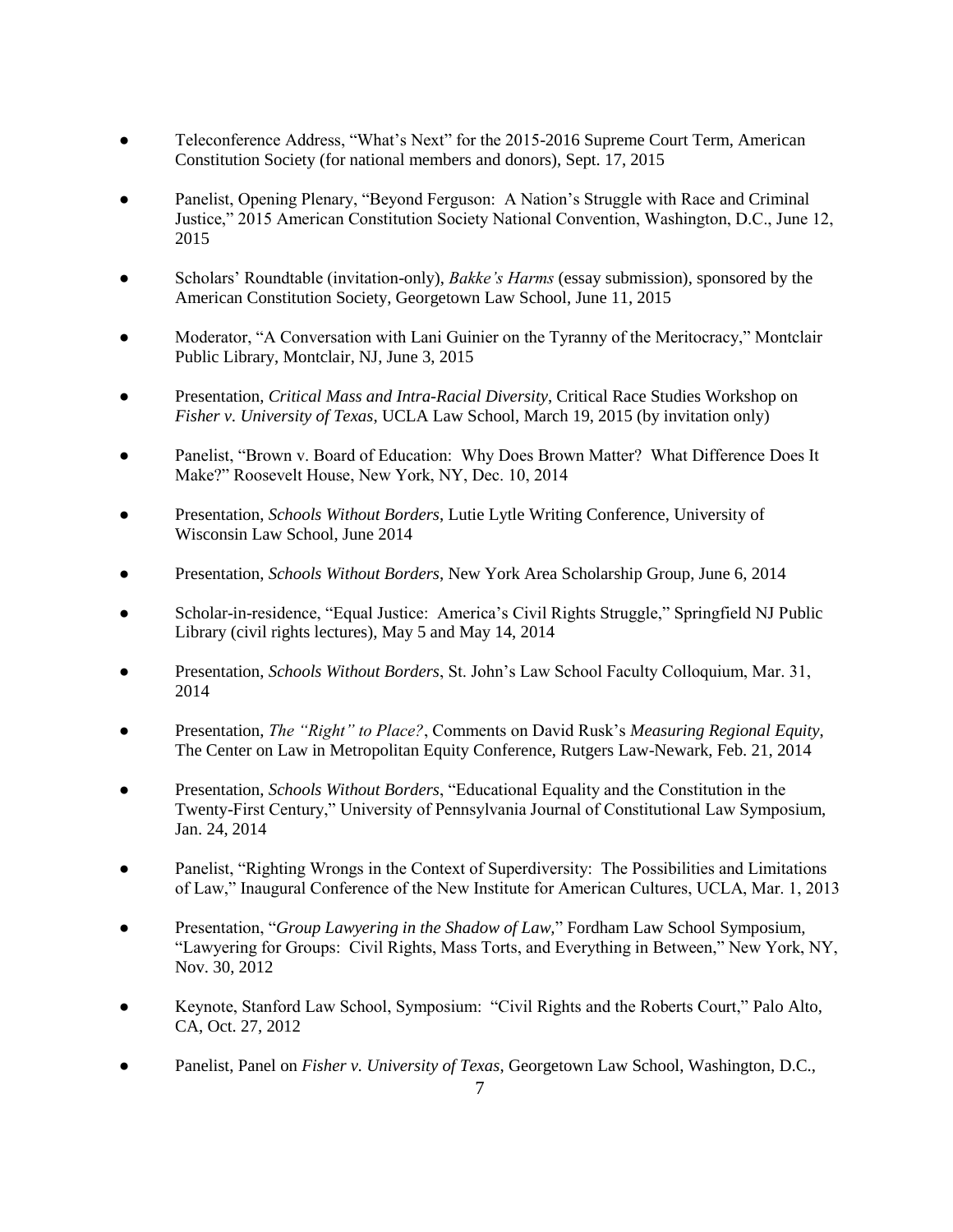- Teleconference Address, "What's Next" for the 2015-2016 Supreme Court Term, American Constitution Society (for national members and donors), Sept. 17, 2015

- Panelist, Opening Plenary, "Beyond Ferguson: A Nation's Struggle with Race and Criminal Justice," 2015 American Constitution Society National Convention, Washington, D.C., June 12, 2015

- Scholars' Roundtable (invitation-only), *Bakke's Harms* (essay submission), sponsored by the American Constitution Society, Georgetown Law School, June 11, 2015

- Moderator, "A Conversation with Lani Guinier on the Tyranny of the Meritocracy," Montclair Public Library, Montclair, NJ, June 3, 2015

- Presentation, *Critical Mass and Intra-Racial Diversity*, Critical Race Studies Workshop on *Fisher v. University of Texas*, UCLA Law School, March 19, 2015 (by invitation only)

- Panelist, "Brown v. Board of Education: Why Does Brown Matter? What Difference Does It Make?" Roosevelt House, New York, NY, Dec. 10, 2014

- Presentation, *Schools Without Borders*, Lutie Lytle Writing Conference, University of Wisconsin Law School, June 2014

- Presentation, *Schools Without Borders*, New York Area Scholarship Group, June 6, 2014

- Scholar-in-residence, "Equal Justice: America's Civil Rights Struggle," Springfield NJ Public Library (civil rights lectures), May 5 and May 14, 2014

- Presentation, *Schools Without Borders*, St. John's Law School Faculty Colloquium, Mar. 31, 2014

- Presentation, *The "Right" to Place?*, Comments on David Rusk's *Measuring Regional Equity*, The Center on Law in Metropolitan Equity Conference, Rutgers Law-Newark, Feb. 21, 2014

- Presentation, *Schools Without Borders*, "Educational Equality and the Constitution in the Twenty-First Century," University of Pennsylvania Journal of Constitutional Law Symposium, Jan. 24, 2014

- Panelist, "Righting Wrongs in the Context of Superdiversity: The Possibilities and Limitations of Law," Inaugural Conference of the New Institute for American Cultures, UCLA, Mar. 1, 2013

- Presentation, "*Group Lawyering in the Shadow of Law,*" Fordham Law School Symposium, "Lawyering for Groups: Civil Rights, Mass Torts, and Everything in Between," New York, NY, Nov. 30, 2012

- Keynote, Stanford Law School, Symposium: "Civil Rights and the Roberts Court," Palo Alto, CA, Oct. 27, 2012

- Panelist, Panel on *Fisher v. University of Texas*, Georgetown Law School, Washington, D.C.,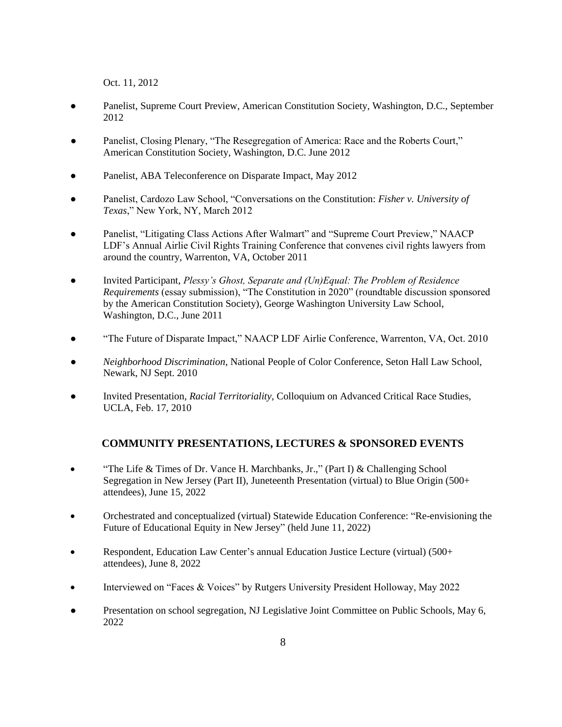Oct. 11, 2012

- Panelist, Supreme Court Preview, American Constitution Society, Washington, D.C., September 2012
- Panelist, Closing Plenary, "The Resegregation of America: Race and the Roberts Court," American Constitution Society, Washington, D.C. June 2012
- Panelist, ABA Teleconference on Disparate Impact, May 2012
- Panelist, Cardozo Law School, "Conversations on the Constitution: *Fisher v. University of Texas*," New York, NY, March 2012
- Panelist, "Litigating Class Actions After Walmart" and "Supreme Court Preview," NAACP LDF's Annual Airlie Civil Rights Training Conference that convenes civil rights lawyers from around the country, Warrenton, VA, October 2011
- Invited Participant, *Plessy's Ghost, Separate and (Un)Equal: The Problem of Residence Requirements* (essay submission), "The Constitution in 2020" (roundtable discussion sponsored by the American Constitution Society), George Washington University Law School, Washington, D.C., June 2011
- "The Future of Disparate Impact," NAACP LDF Airlie Conference, Warrenton, VA, Oct. 2010
- *Neighborhood Discrimination*, National People of Color Conference, Seton Hall Law School, Newark, NJ Sept. 2010
- Invited Presentation, *Racial Territoriality*, Colloquium on Advanced Critical Race Studies, UCLA, Feb. 17, 2010

## COMMUNITY PRESENTATIONS, LECTURES & SPONSORED EVENTS

- "The Life & Times of Dr. Vance H. Marchbanks, Jr.," (Part I) & Challenging School Segregation in New Jersey (Part II), Juneteenth Presentation (virtual) to Blue Origin (500+ attendees), June 15, 2022
- Orchestrated and conceptualized (virtual) Statewide Education Conference: "Re-envisioning the Future of Educational Equity in New Jersey" (held June 11, 2022)
- Respondent, Education Law Center's annual Education Justice Lecture (virtual) (500+ attendees), June 8, 2022
- Interviewed on "Faces & Voices" by Rutgers University President Holloway, May 2022
- Presentation on school segregation, NJ Legislative Joint Committee on Public Schools, May 6, 2022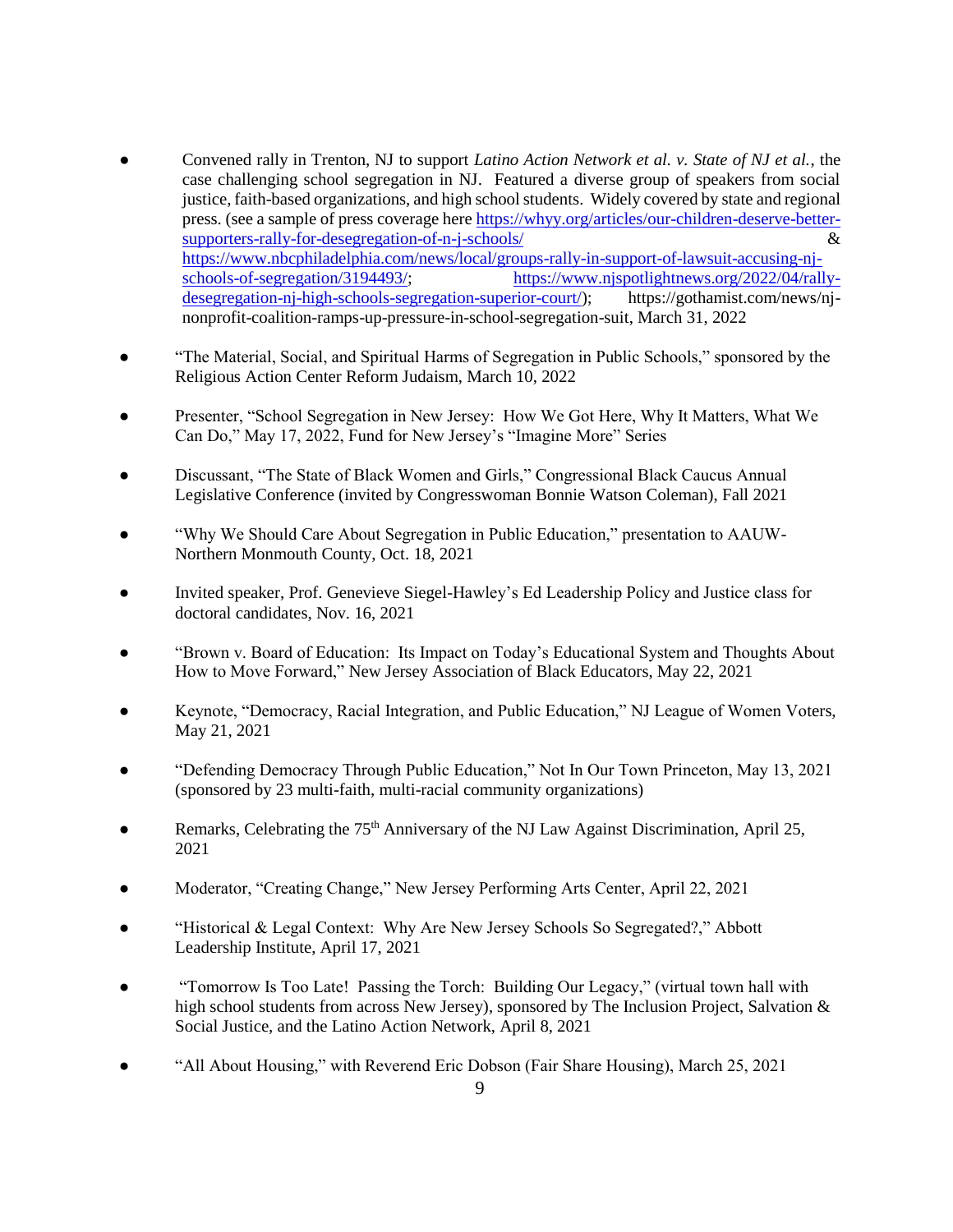- Convened rally in Trenton, NJ to support *Latino Action Network et al. v. State of NJ et al.*, the case challenging school segregation in NJ. Featured a diverse group of speakers from social justice, faith-based organizations, and high school students. Widely covered by state and regional press. (see a sample of press coverage here https://whyy.org/articles/our-children-deserve-better-supporters-rally-for-desegregation-of-n-j-schools/ & https://www.nbcphiladelphia.com/news/local/groups-rally-in-support-of-lawsuit-accusing-nj-schools-of-segregation/3194493/; https://www.njspotlightnews.org/2022/04/rally-desegregation-nj-high-schools-segregation-superior-court/); https://gothamist.com/news/nj-nonprofit-coalition-ramps-up-pressure-in-school-segregation-suit, March 31, 2022

- "The Material, Social, and Spiritual Harms of Segregation in Public Schools," sponsored by the Religious Action Center Reform Judaism, March 10, 2022

- Presenter, "School Segregation in New Jersey: How We Got Here, Why It Matters, What We Can Do," May 17, 2022, Fund for New Jersey's "Imagine More" Series

- Discussant, "The State of Black Women and Girls," Congressional Black Caucus Annual Legislative Conference (invited by Congresswoman Bonnie Watson Coleman), Fall 2021

- "Why We Should Care About Segregation in Public Education," presentation to AAUW-Northern Monmouth County, Oct. 18, 2021

- Invited speaker, Prof. Genevieve Siegel-Hawley's Ed Leadership Policy and Justice class for doctoral candidates, Nov. 16, 2021

- "Brown v. Board of Education: Its Impact on Today's Educational System and Thoughts About How to Move Forward," New Jersey Association of Black Educators, May 22, 2021

- Keynote, "Democracy, Racial Integration, and Public Education," NJ League of Women Voters, May 21, 2021

- "Defending Democracy Through Public Education," Not In Our Town Princeton, May 13, 2021 (sponsored by 23 multi-faith, multi-racial community organizations)

- Remarks, Celebrating the 75th Anniversary of the NJ Law Against Discrimination, April 25, 2021

- Moderator, "Creating Change," New Jersey Performing Arts Center, April 22, 2021

- "Historical & Legal Context: Why Are New Jersey Schools So Segregated?," Abbott Leadership Institute, April 17, 2021

- "Tomorrow Is Too Late! Passing the Torch: Building Our Legacy," (virtual town hall with high school students from across New Jersey), sponsored by The Inclusion Project, Salvation & Social Justice, and the Latino Action Network, April 8, 2021

- "All About Housing," with Reverend Eric Dobson (Fair Share Housing), March 25, 2021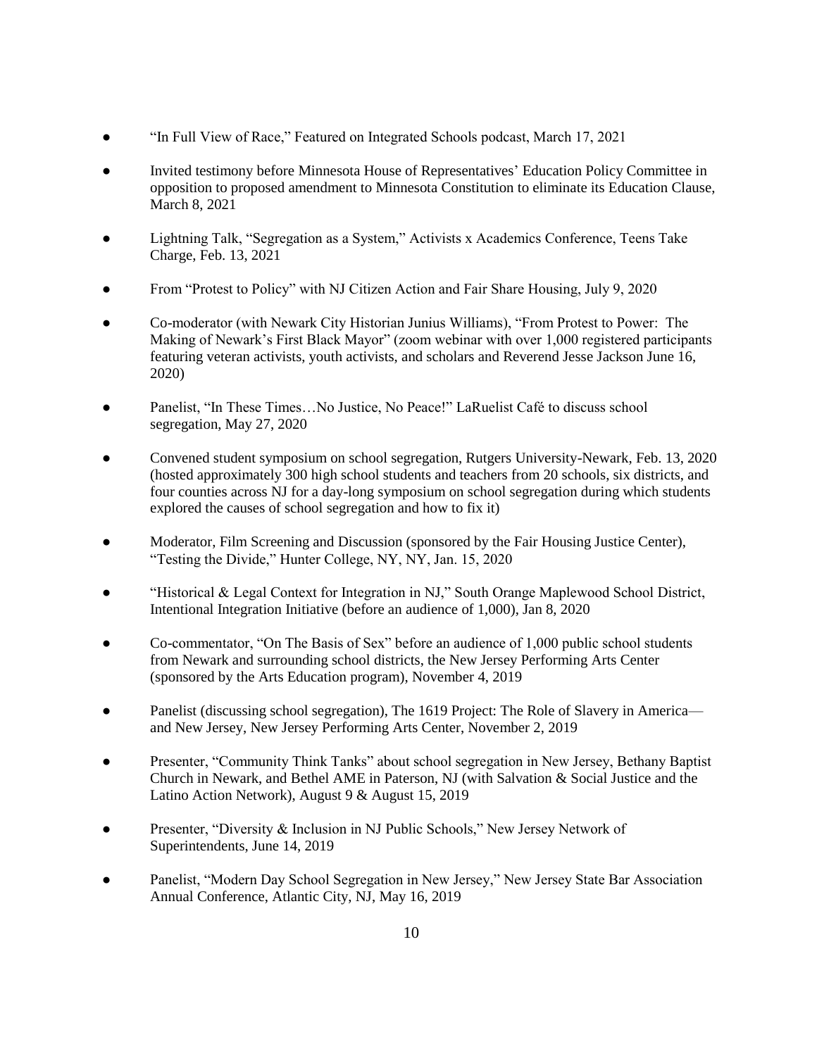- "In Full View of Race," Featured on Integrated Schools podcast, March 17, 2021

- Invited testimony before Minnesota House of Representatives' Education Policy Committee in opposition to proposed amendment to Minnesota Constitution to eliminate its Education Clause, March 8, 2021

- Lightning Talk, "Segregation as a System," Activists x Academics Conference, Teens Take Charge, Feb. 13, 2021

- From "Protest to Policy" with NJ Citizen Action and Fair Share Housing, July 9, 2020

- Co-moderator (with Newark City Historian Junius Williams), "From Protest to Power: The Making of Newark's First Black Mayor" (zoom webinar with over 1,000 registered participants featuring veteran activists, youth activists, and scholars and Reverend Jesse Jackson June 16, 2020)

- Panelist, "In These Times…No Justice, No Peace!" LaRuelist Café to discuss school segregation, May 27, 2020

- Convened student symposium on school segregation, Rutgers University-Newark, Feb. 13, 2020 (hosted approximately 300 high school students and teachers from 20 schools, six districts, and four counties across NJ for a day-long symposium on school segregation during which students explored the causes of school segregation and how to fix it)

- Moderator, Film Screening and Discussion (sponsored by the Fair Housing Justice Center), "Testing the Divide," Hunter College, NY, NY, Jan. 15, 2020

- "Historical & Legal Context for Integration in NJ," South Orange Maplewood School District, Intentional Integration Initiative (before an audience of 1,000), Jan 8, 2020

- Co-commentator, "On The Basis of Sex" before an audience of 1,000 public school students from Newark and surrounding school districts, the New Jersey Performing Arts Center (sponsored by the Arts Education program), November 4, 2019

- Panelist (discussing school segregation), The 1619 Project: The Role of Slavery in America—and New Jersey, New Jersey Performing Arts Center, November 2, 2019

- Presenter, "Community Think Tanks" about school segregation in New Jersey, Bethany Baptist Church in Newark, and Bethel AME in Paterson, NJ (with Salvation & Social Justice and the Latino Action Network), August 9 & August 15, 2019

- Presenter, "Diversity & Inclusion in NJ Public Schools," New Jersey Network of Superintendents, June 14, 2019

- Panelist, "Modern Day School Segregation in New Jersey," New Jersey State Bar Association Annual Conference, Atlantic City, NJ, May 16, 2019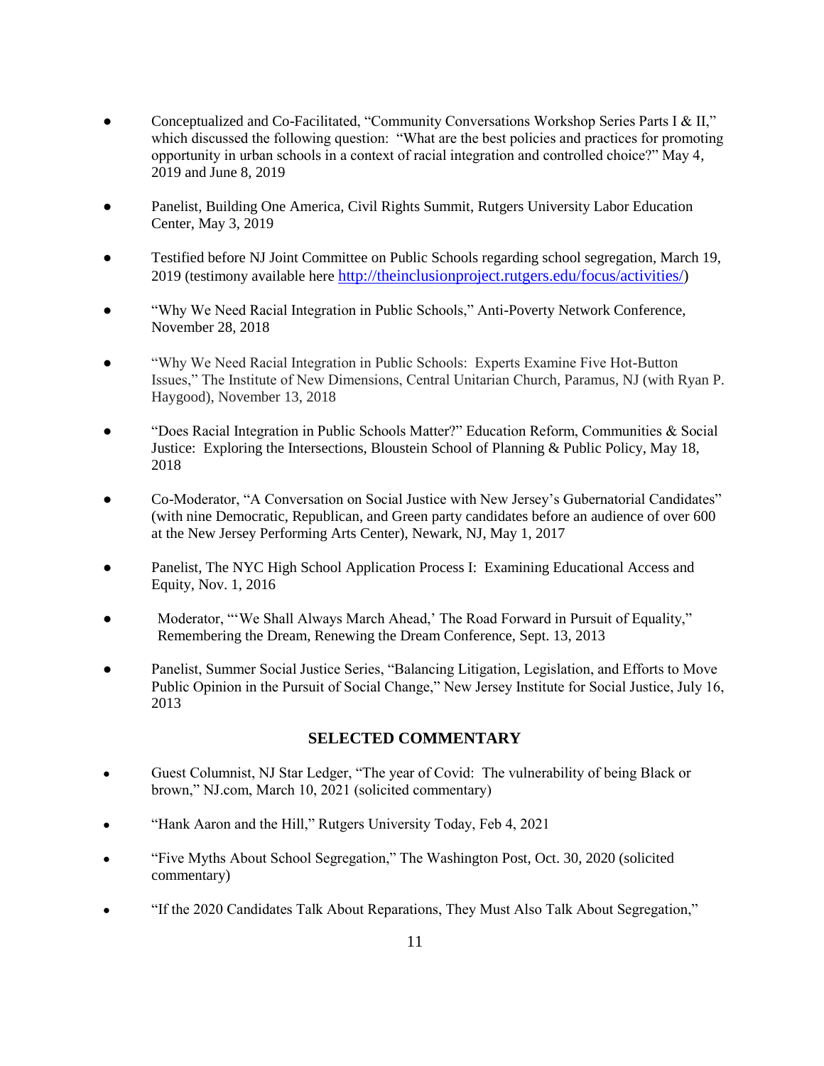- Conceptualized and Co-Facilitated, "Community Conversations Workshop Series Parts I & II," which discussed the following question: "What are the best policies and practices for promoting opportunity in urban schools in a context of racial integration and controlled choice?" May 4, 2019 and June 8, 2019

- Panelist, Building One America, Civil Rights Summit, Rutgers University Labor Education Center, May 3, 2019

- Testified before NJ Joint Committee on Public Schools regarding school segregation, March 19, 2019 (testimony available here http://theinclusionproject.rutgers.edu/focus/activities/)

- "Why We Need Racial Integration in Public Schools," Anti-Poverty Network Conference, November 28, 2018

- "Why We Need Racial Integration in Public Schools: Experts Examine Five Hot-Button Issues," The Institute of New Dimensions, Central Unitarian Church, Paramus, NJ (with Ryan P. Haygood), November 13, 2018

- "Does Racial Integration in Public Schools Matter?" Education Reform, Communities & Social Justice: Exploring the Intersections, Bloustein School of Planning & Public Policy, May 18, 2018

- Co-Moderator, "A Conversation on Social Justice with New Jersey's Gubernatorial Candidates" (with nine Democratic, Republican, and Green party candidates before an audience of over 600 at the New Jersey Performing Arts Center), Newark, NJ, May 1, 2017

- Panelist, The NYC High School Application Process I: Examining Educational Access and Equity, Nov. 1, 2016

- Moderator, "'We Shall Always March Ahead,' The Road Forward in Pursuit of Equality," Remembering the Dream, Renewing the Dream Conference, Sept. 13, 2013

- Panelist, Summer Social Justice Series, "Balancing Litigation, Legislation, and Efforts to Move Public Opinion in the Pursuit of Social Change," New Jersey Institute for Social Justice, July 16, 2013

## SELECTED COMMENTARY

- Guest Columnist, NJ Star Ledger, "The year of Covid: The vulnerability of being Black or brown," NJ.com, March 10, 2021 (solicited commentary)

- "Hank Aaron and the Hill," Rutgers University Today, Feb 4, 2021

- "Five Myths About School Segregation," The Washington Post, Oct. 30, 2020 (solicited commentary)

- "If the 2020 Candidates Talk About Reparations, They Must Also Talk About Segregation,"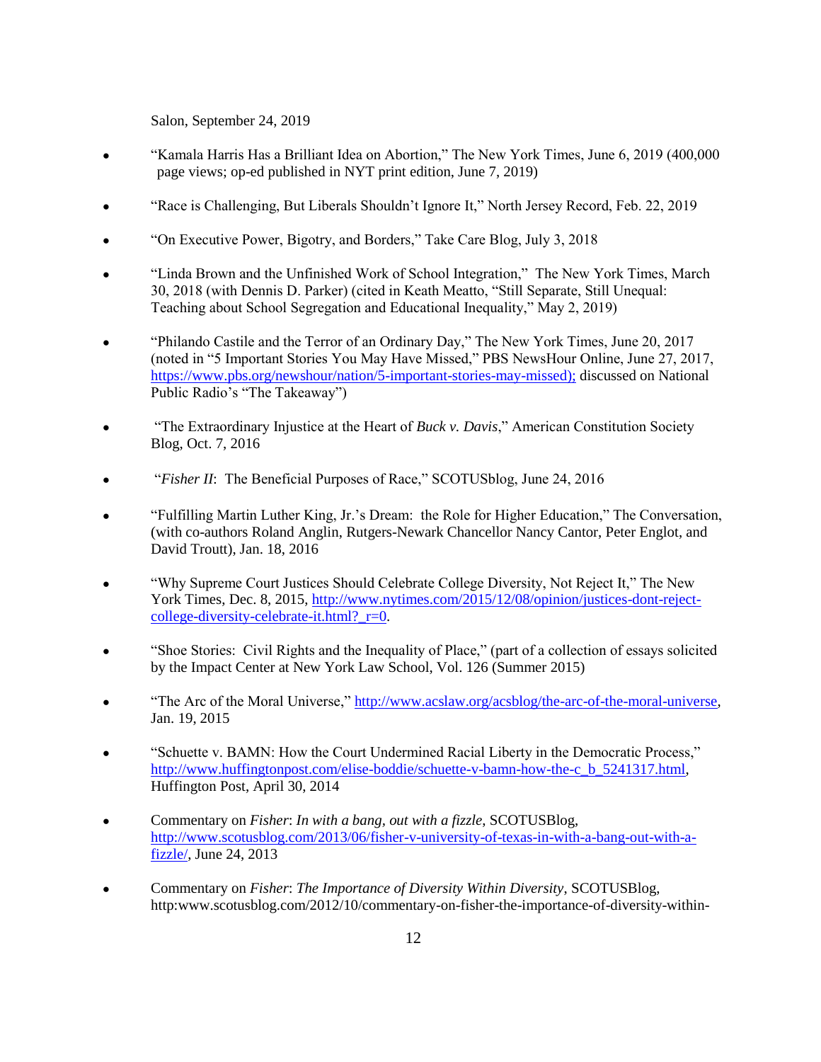Salon, September 24, 2019

- "Kamala Harris Has a Brilliant Idea on Abortion," The New York Times, June 6, 2019 (400,000 page views; op-ed published in NYT print edition, June 7, 2019)

- "Race is Challenging, But Liberals Shouldn't Ignore It," North Jersey Record, Feb. 22, 2019

- "On Executive Power, Bigotry, and Borders," Take Care Blog, July 3, 2018

- "Linda Brown and the Unfinished Work of School Integration," The New York Times, March 30, 2018 (with Dennis D. Parker) (cited in Keath Meatto, "Still Separate, Still Unequal: Teaching about School Segregation and Educational Inequality," May 2, 2019)

- "Philando Castile and the Terror of an Ordinary Day," The New York Times, June 20, 2017 (noted in "5 Important Stories You May Have Missed," PBS NewsHour Online, June 27, 2017, https://www.pbs.org/newshour/nation/5-important-stories-may-missed); discussed on National Public Radio's "The Takeaway")

- "The Extraordinary Injustice at the Heart of *Buck v. Davis*," American Constitution Society Blog, Oct. 7, 2016

- "*Fisher II*: The Beneficial Purposes of Race," SCOTUSblog, June 24, 2016

- "Fulfilling Martin Luther King, Jr.'s Dream: the Role for Higher Education," The Conversation, (with co-authors Roland Anglin, Rutgers-Newark Chancellor Nancy Cantor, Peter Englot, and David Troutt), Jan. 18, 2016

- "Why Supreme Court Justices Should Celebrate College Diversity, Not Reject It," The New York Times, Dec. 8, 2015, http://www.nytimes.com/2015/12/08/opinion/justices-dont-reject-college-diversity-celebrate-it.html?_r=0.

- "Shoe Stories: Civil Rights and the Inequality of Place," (part of a collection of essays solicited by the Impact Center at New York Law School, Vol. 126 (Summer 2015)

- "The Arc of the Moral Universe," http://www.acslaw.org/acsblog/the-arc-of-the-moral-universe, Jan. 19, 2015

- "Schuette v. BAMN: How the Court Undermined Racial Liberty in the Democratic Process," http://www.huffingtonpost.com/elise-boddie/schuette-v-bamn-how-the-c_b_5241317.html, Huffington Post, April 30, 2014

- Commentary on *Fisher*: *In with a bang, out with a fizzle*, SCOTUSBlog, http://www.scotusblog.com/2013/06/fisher-v-university-of-texas-in-with-a-bang-out-with-a-fizzle/, June 24, 2013

- Commentary on *Fisher*: *The Importance of Diversity Within Diversity*, SCOTUSBlog, http:www.scotusblog.com/2012/10/commentary-on-fisher-the-importance-of-diversity-within-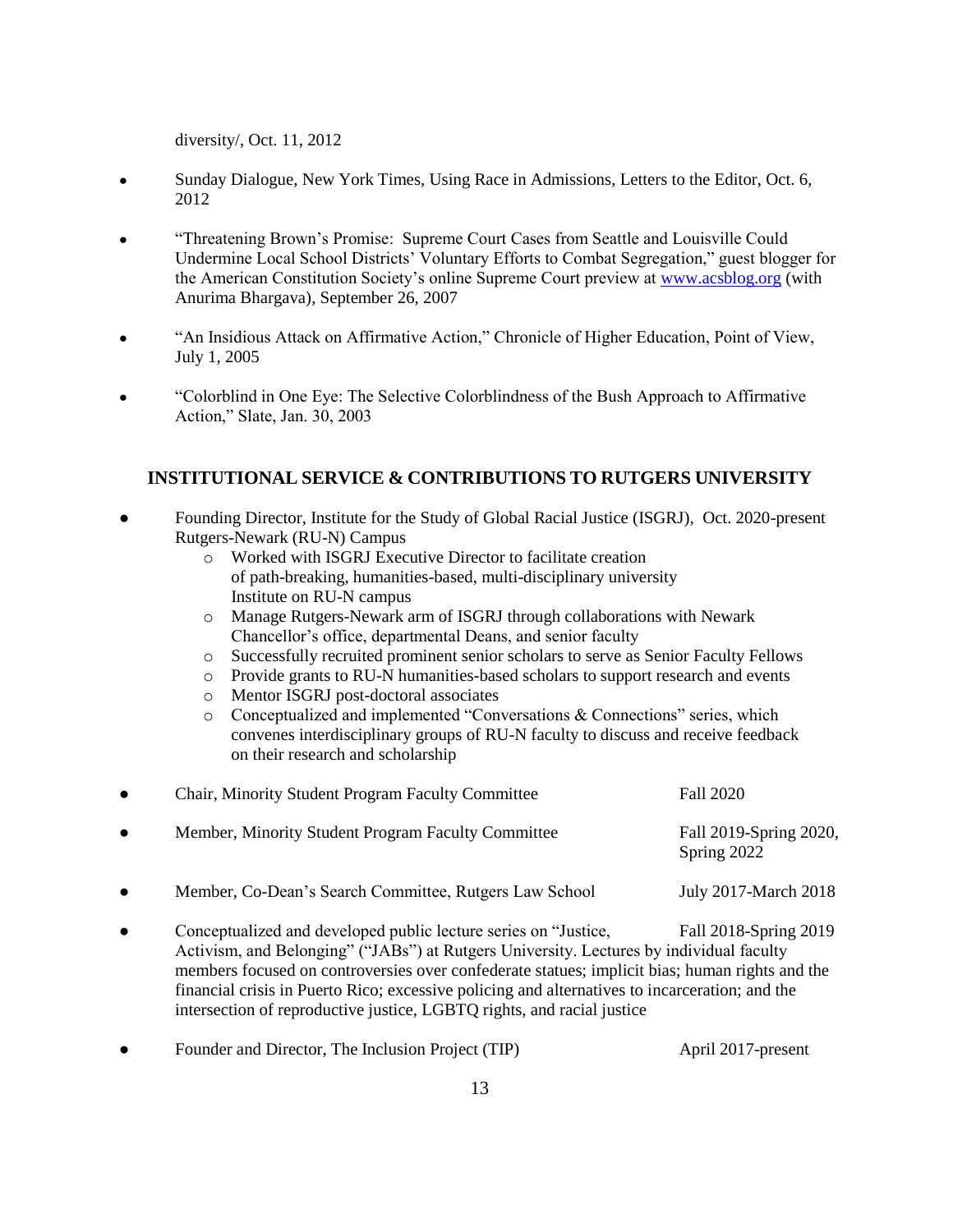diversity/, Oct. 11, 2012

- Sunday Dialogue, New York Times, Using Race in Admissions, Letters to the Editor, Oct. 6, 2012

- "Threatening Brown's Promise: Supreme Court Cases from Seattle and Louisville Could Undermine Local School Districts' Voluntary Efforts to Combat Segregation," guest blogger for the American Constitution Society's online Supreme Court preview at www.acsblog.org (with Anurima Bhargava), September 26, 2007

- "An Insidious Attack on Affirmative Action," Chronicle of Higher Education, Point of View, July 1, 2005

- "Colorblind in One Eye: The Selective Colorblindness of the Bush Approach to Affirmative Action," Slate, Jan. 30, 2003

## INSTITUTIONAL SERVICE & CONTRIBUTIONS TO RUTGERS UNIVERSITY

- Founding Director, Institute for the Study of Global Racial Justice (ISGRJ), Oct. 2020-present Rutgers-Newark (RU-N) Campus
  - Worked with ISGRJ Executive Director to facilitate creation of path-breaking, humanities-based, multi-disciplinary university Institute on RU-N campus
  - Manage Rutgers-Newark arm of ISGRJ through collaborations with Newark Chancellor's office, departmental Deans, and senior faculty
  - Successfully recruited prominent senior scholars to serve as Senior Faculty Fellows
  - Provide grants to RU-N humanities-based scholars to support research and events
  - Mentor ISGRJ post-doctoral associates
  - Conceptualized and implemented "Conversations & Connections" series, which convenes interdisciplinary groups of RU-N faculty to discuss and receive feedback on their research and scholarship

- Chair, Minority Student Program Faculty Committee — Fall 2020

- Member, Minority Student Program Faculty Committee — Fall 2019-Spring 2020, Spring 2022

- Member, Co-Dean's Search Committee, Rutgers Law School — July 2017-March 2018

- Conceptualized and developed public lecture series on "Justice, Activism, and Belonging" ("JABs") at Rutgers University. Lectures by individual faculty members focused on controversies over confederate statues; implicit bias; human rights and the financial crisis in Puerto Rico; excessive policing and alternatives to incarceration; and the intersection of reproductive justice, LGBTQ rights, and racial justice — Fall 2018-Spring 2019

- Founder and Director, The Inclusion Project (TIP) — April 2017-present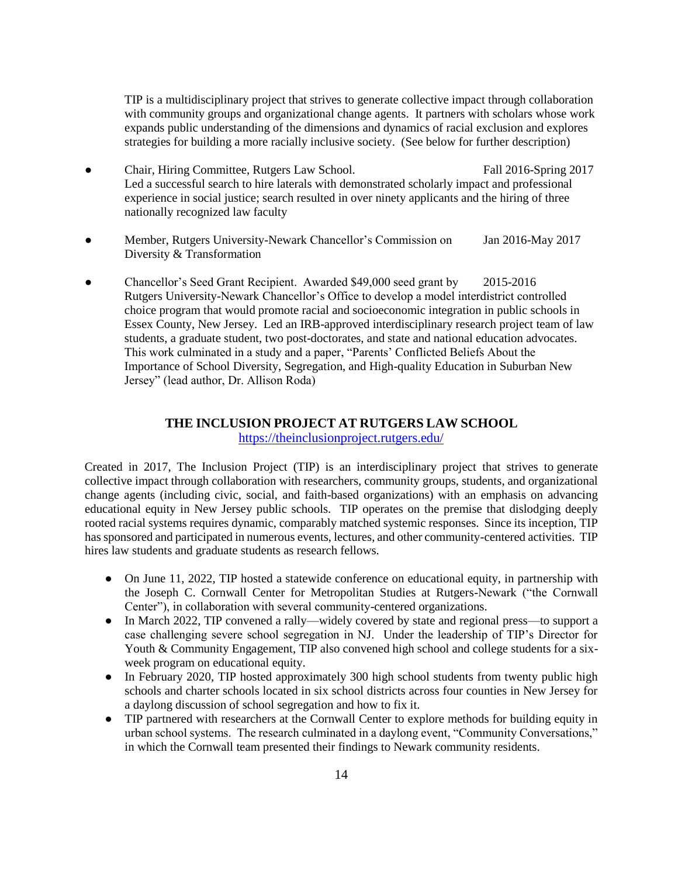TIP is a multidisciplinary project that strives to generate collective impact through collaboration with community groups and organizational change agents. It partners with scholars whose work expands public understanding of the dimensions and dynamics of racial exclusion and explores strategies for building a more racially inclusive society. (See below for further description)

- Chair, Hiring Committee, Rutgers Law School. Fall 2016-Spring 2017
  Led a successful search to hire laterals with demonstrated scholarly impact and professional experience in social justice; search resulted in over ninety applicants and the hiring of three nationally recognized law faculty

- Member, Rutgers University-Newark Chancellor's Commission on Diversity & Transformation Jan 2016-May 2017

- Chancellor's Seed Grant Recipient. Awarded $49,000 seed grant by Rutgers University-Newark Chancellor's Office to develop a model interdistrict controlled choice program that would promote racial and socioeconomic integration in public schools in Essex County, New Jersey. Led an IRB-approved interdisciplinary research project team of law students, a graduate student, two post-doctorates, and state and national education advocates. This work culminated in a study and a paper, "Parents' Conflicted Beliefs About the Importance of School Diversity, Segregation, and High-quality Education in Suburban New Jersey" (lead author, Dr. Allison Roda) 2015-2016

## THE INCLUSION PROJECT AT RUTGERS LAW SCHOOL

https://theinclusionproject.rutgers.edu/

Created in 2017, The Inclusion Project (TIP) is an interdisciplinary project that strives to generate collective impact through collaboration with researchers, community groups, students, and organizational change agents (including civic, social, and faith-based organizations) with an emphasis on advancing educational equity in New Jersey public schools. TIP operates on the premise that dislodging deeply rooted racial systems requires dynamic, comparably matched systemic responses. Since its inception, TIP has sponsored and participated in numerous events, lectures, and other community-centered activities. TIP hires law students and graduate students as research fellows.

- On June 11, 2022, TIP hosted a statewide conference on educational equity, in partnership with the Joseph C. Cornwall Center for Metropolitan Studies at Rutgers-Newark ("the Cornwall Center"), in collaboration with several community-centered organizations.
- In March 2022, TIP convened a rally—widely covered by state and regional press—to support a case challenging severe school segregation in NJ. Under the leadership of TIP's Director for Youth & Community Engagement, TIP also convened high school and college students for a six-week program on educational equity.
- In February 2020, TIP hosted approximately 300 high school students from twenty public high schools and charter schools located in six school districts across four counties in New Jersey for a daylong discussion of school segregation and how to fix it.
- TIP partnered with researchers at the Cornwall Center to explore methods for building equity in urban school systems. The research culminated in a daylong event, "Community Conversations," in which the Cornwall team presented their findings to Newark community residents.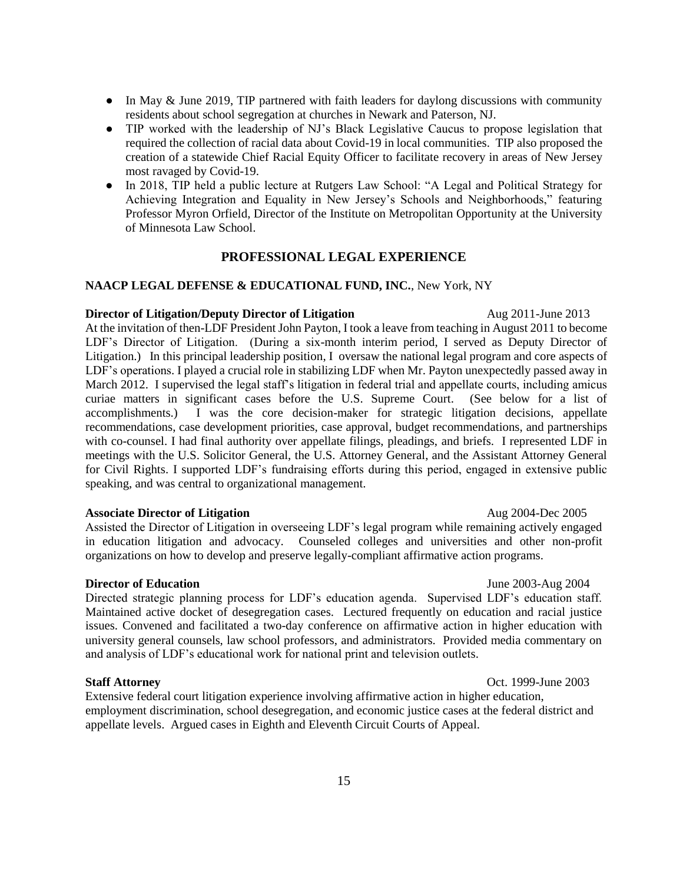- In May & June 2019, TIP partnered with faith leaders for daylong discussions with community residents about school segregation at churches in Newark and Paterson, NJ.
- TIP worked with the leadership of NJ's Black Legislative Caucus to propose legislation that required the collection of racial data about Covid-19 in local communities. TIP also proposed the creation of a statewide Chief Racial Equity Officer to facilitate recovery in areas of New Jersey most ravaged by Covid-19.
- In 2018, TIP held a public lecture at Rutgers Law School: "A Legal and Political Strategy for Achieving Integration and Equality in New Jersey's Schools and Neighborhoods," featuring Professor Myron Orfield, Director of the Institute on Metropolitan Opportunity at the University of Minnesota Law School.

## PROFESSIONAL LEGAL EXPERIENCE

**NAACP LEGAL DEFENSE & EDUCATIONAL FUND, INC.**, New York, NY

**Director of Litigation/Deputy Director of Litigation** Aug 2011-June 2013

At the invitation of then-LDF President John Payton, I took a leave from teaching in August 2011 to become LDF's Director of Litigation. (During a six-month interim period, I served as Deputy Director of Litigation.) In this principal leadership position, I oversaw the national legal program and core aspects of LDF's operations. I played a crucial role in stabilizing LDF when Mr. Payton unexpectedly passed away in March 2012. I supervised the legal staff's litigation in federal trial and appellate courts, including amicus curiae matters in significant cases before the U.S. Supreme Court. (See below for a list of accomplishments.) I was the core decision-maker for strategic litigation decisions, appellate recommendations, case development priorities, case approval, budget recommendations, and partnerships with co-counsel. I had final authority over appellate filings, pleadings, and briefs. I represented LDF in meetings with the U.S. Solicitor General, the U.S. Attorney General, and the Assistant Attorney General for Civil Rights. I supported LDF's fundraising efforts during this period, engaged in extensive public speaking, and was central to organizational management.

**Associate Director of Litigation** Aug 2004-Dec 2005

Assisted the Director of Litigation in overseeing LDF's legal program while remaining actively engaged in education litigation and advocacy. Counseled colleges and universities and other non-profit organizations on how to develop and preserve legally-compliant affirmative action programs.

**Director of Education** June 2003-Aug 2004

Directed strategic planning process for LDF's education agenda. Supervised LDF's education staff. Maintained active docket of desegregation cases. Lectured frequently on education and racial justice issues. Convened and facilitated a two-day conference on affirmative action in higher education with university general counsels, law school professors, and administrators. Provided media commentary on and analysis of LDF's educational work for national print and television outlets.

**Staff Attorney** Oct. 1999-June 2003

Extensive federal court litigation experience involving affirmative action in higher education, employment discrimination, school desegregation, and economic justice cases at the federal district and appellate levels. Argued cases in Eighth and Eleventh Circuit Courts of Appeal.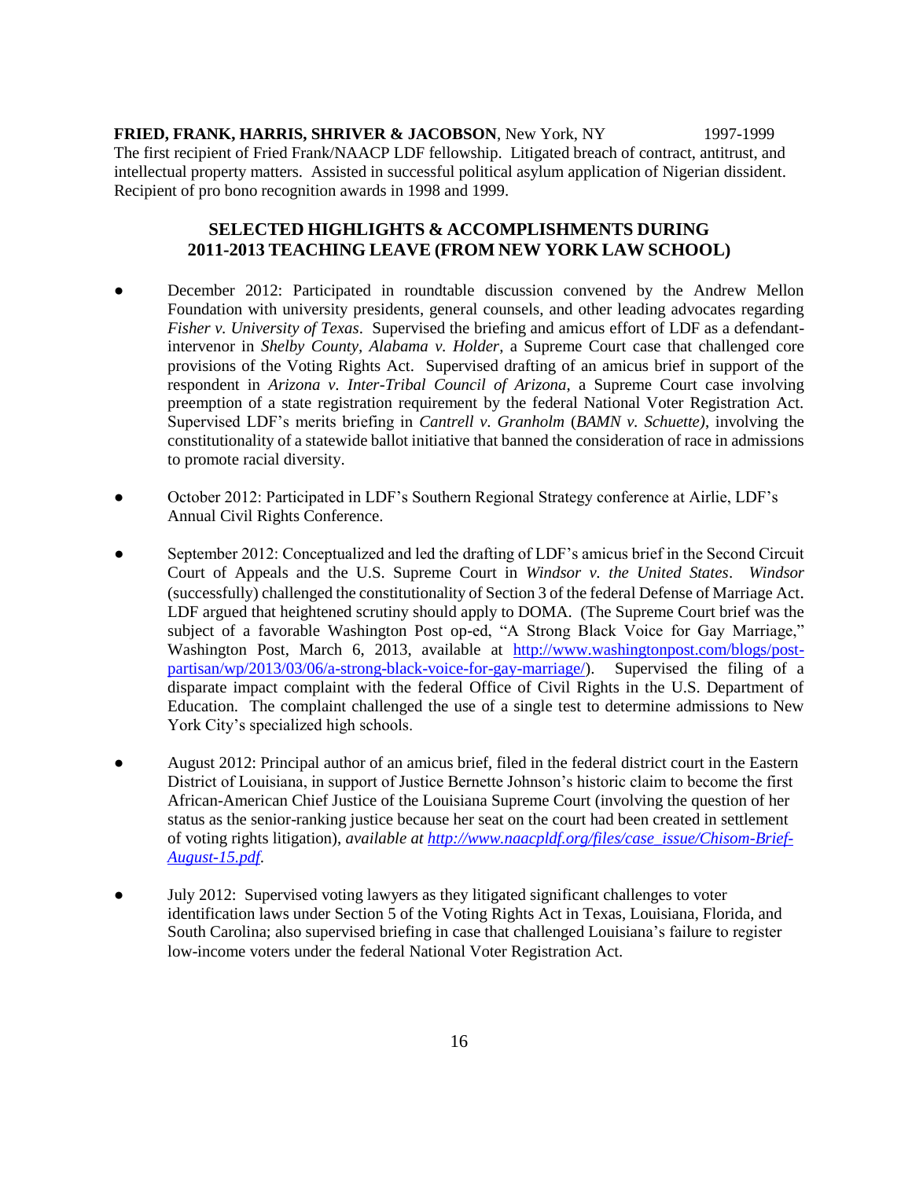**FRIED, FRANK, HARRIS, SHRIVER & JACOBSON**, New York, NY 1997-1999
The first recipient of Fried Frank/NAACP LDF fellowship. Litigated breach of contract, antitrust, and intellectual property matters. Assisted in successful political asylum application of Nigerian dissident. Recipient of pro bono recognition awards in 1998 and 1999.

## SELECTED HIGHLIGHTS & ACCOMPLISHMENTS DURING 2011-2013 TEACHING LEAVE (FROM NEW YORK LAW SCHOOL)

- December 2012: Participated in roundtable discussion convened by the Andrew Mellon Foundation with university presidents, general counsels, and other leading advocates regarding *Fisher v. University of Texas*. Supervised the briefing and amicus effort of LDF as a defendant-intervenor in *Shelby County, Alabama v. Holder*, a Supreme Court case that challenged core provisions of the Voting Rights Act. Supervised drafting of an amicus brief in support of the respondent in *Arizona v. Inter-Tribal Council of Arizona*, a Supreme Court case involving preemption of a state registration requirement by the federal National Voter Registration Act. Supervised LDF's merits briefing in *Cantrell v. Granholm* (*BAMN v. Schuette)*, involving the constitutionality of a statewide ballot initiative that banned the consideration of race in admissions to promote racial diversity.

- October 2012: Participated in LDF's Southern Regional Strategy conference at Airlie, LDF's Annual Civil Rights Conference.

- September 2012: Conceptualized and led the drafting of LDF's amicus brief in the Second Circuit Court of Appeals and the U.S. Supreme Court in *Windsor v. the United States*. *Windsor* (successfully) challenged the constitutionality of Section 3 of the federal Defense of Marriage Act. LDF argued that heightened scrutiny should apply to DOMA. (The Supreme Court brief was the subject of a favorable Washington Post op-ed, "A Strong Black Voice for Gay Marriage," Washington Post, March 6, 2013, available at [http://www.washingtonpost.com/blogs/post-partisan/wp/2013/03/06/a-strong-black-voice-for-gay-marriage/](http://www.washingtonpost.com/blogs/post-partisan/wp/2013/03/06/a-strong-black-voice-for-gay-marriage/)). Supervised the filing of a disparate impact complaint with the federal Office of Civil Rights in the U.S. Department of Education. The complaint challenged the use of a single test to determine admissions to New York City's specialized high schools.

- August 2012: Principal author of an amicus brief, filed in the federal district court in the Eastern District of Louisiana, in support of Justice Bernette Johnson's historic claim to become the first African-American Chief Justice of the Louisiana Supreme Court (involving the question of her status as the senior-ranking justice because her seat on the court had been created in settlement of voting rights litigation), *available at [http://www.naacpldf.org/files/case_issue/Chisom-Brief-August-15.pdf](http://www.naacpldf.org/files/case_issue/Chisom-Brief-August-15.pdf)*.

- July 2012: Supervised voting lawyers as they litigated significant challenges to voter identification laws under Section 5 of the Voting Rights Act in Texas, Louisiana, Florida, and South Carolina; also supervised briefing in case that challenged Louisiana's failure to register low-income voters under the federal National Voter Registration Act.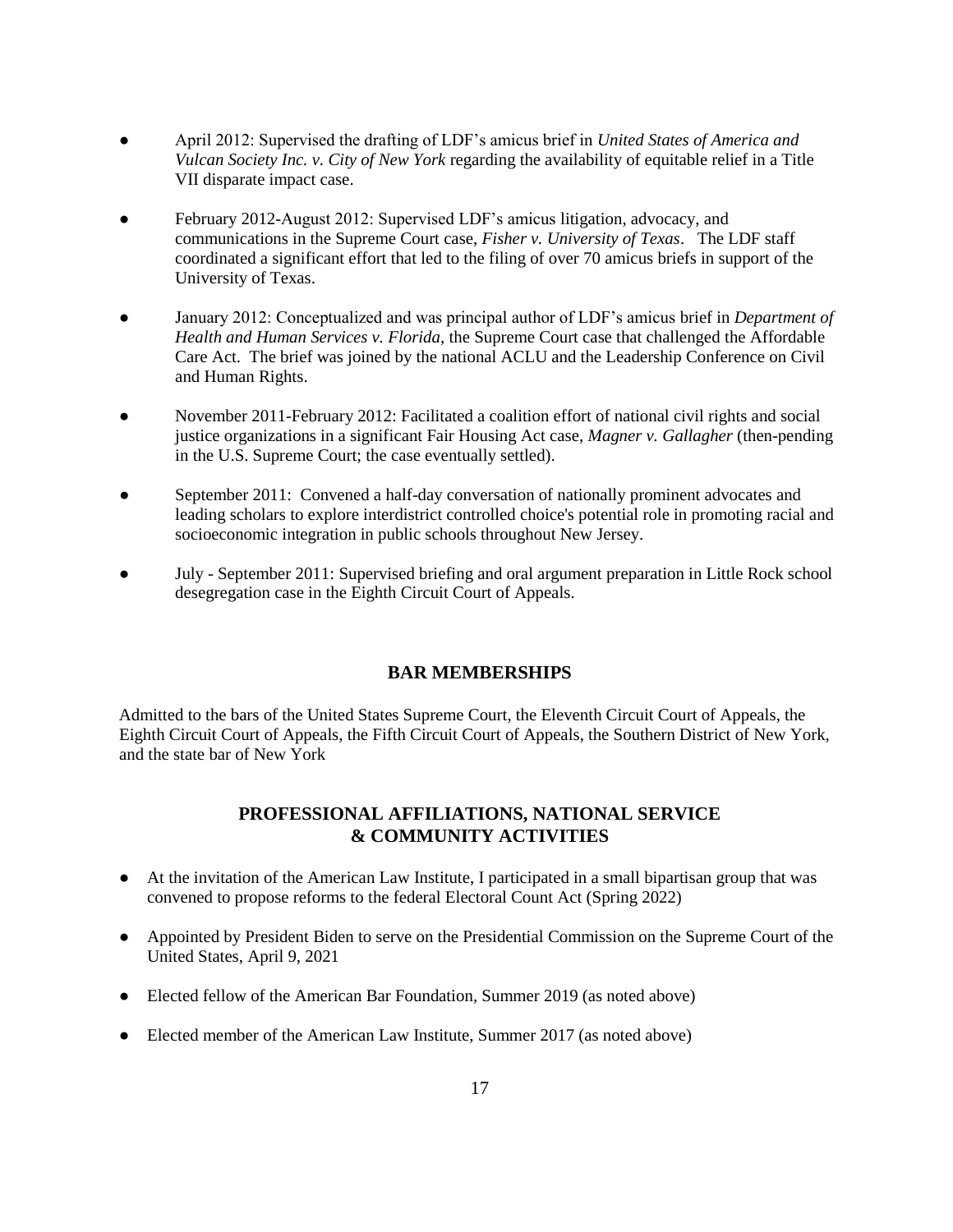- April 2012: Supervised the drafting of LDF's amicus brief in *United States of America and Vulcan Society Inc. v. City of New York* regarding the availability of equitable relief in a Title VII disparate impact case.

- February 2012-August 2012: Supervised LDF's amicus litigation, advocacy, and communications in the Supreme Court case, *Fisher v. University of Texas*. The LDF staff coordinated a significant effort that led to the filing of over 70 amicus briefs in support of the University of Texas.

- January 2012: Conceptualized and was principal author of LDF's amicus brief in *Department of Health and Human Services v. Florida*, the Supreme Court case that challenged the Affordable Care Act. The brief was joined by the national ACLU and the Leadership Conference on Civil and Human Rights.

- November 2011-February 2012: Facilitated a coalition effort of national civil rights and social justice organizations in a significant Fair Housing Act case, *Magner v. Gallagher* (then-pending in the U.S. Supreme Court; the case eventually settled).

- September 2011: Convened a half-day conversation of nationally prominent advocates and leading scholars to explore interdistrict controlled choice's potential role in promoting racial and socioeconomic integration in public schools throughout New Jersey.

- July - September 2011: Supervised briefing and oral argument preparation in Little Rock school desegregation case in the Eighth Circuit Court of Appeals.

## BAR MEMBERSHIPS

Admitted to the bars of the United States Supreme Court, the Eleventh Circuit Court of Appeals, the Eighth Circuit Court of Appeals, the Fifth Circuit Court of Appeals, the Southern District of New York, and the state bar of New York

## PROFESSIONAL AFFILIATIONS, NATIONAL SERVICE & COMMUNITY ACTIVITIES

- At the invitation of the American Law Institute, I participated in a small bipartisan group that was convened to propose reforms to the federal Electoral Count Act (Spring 2022)

- Appointed by President Biden to serve on the Presidential Commission on the Supreme Court of the United States, April 9, 2021

- Elected fellow of the American Bar Foundation, Summer 2019 (as noted above)

- Elected member of the American Law Institute, Summer 2017 (as noted above)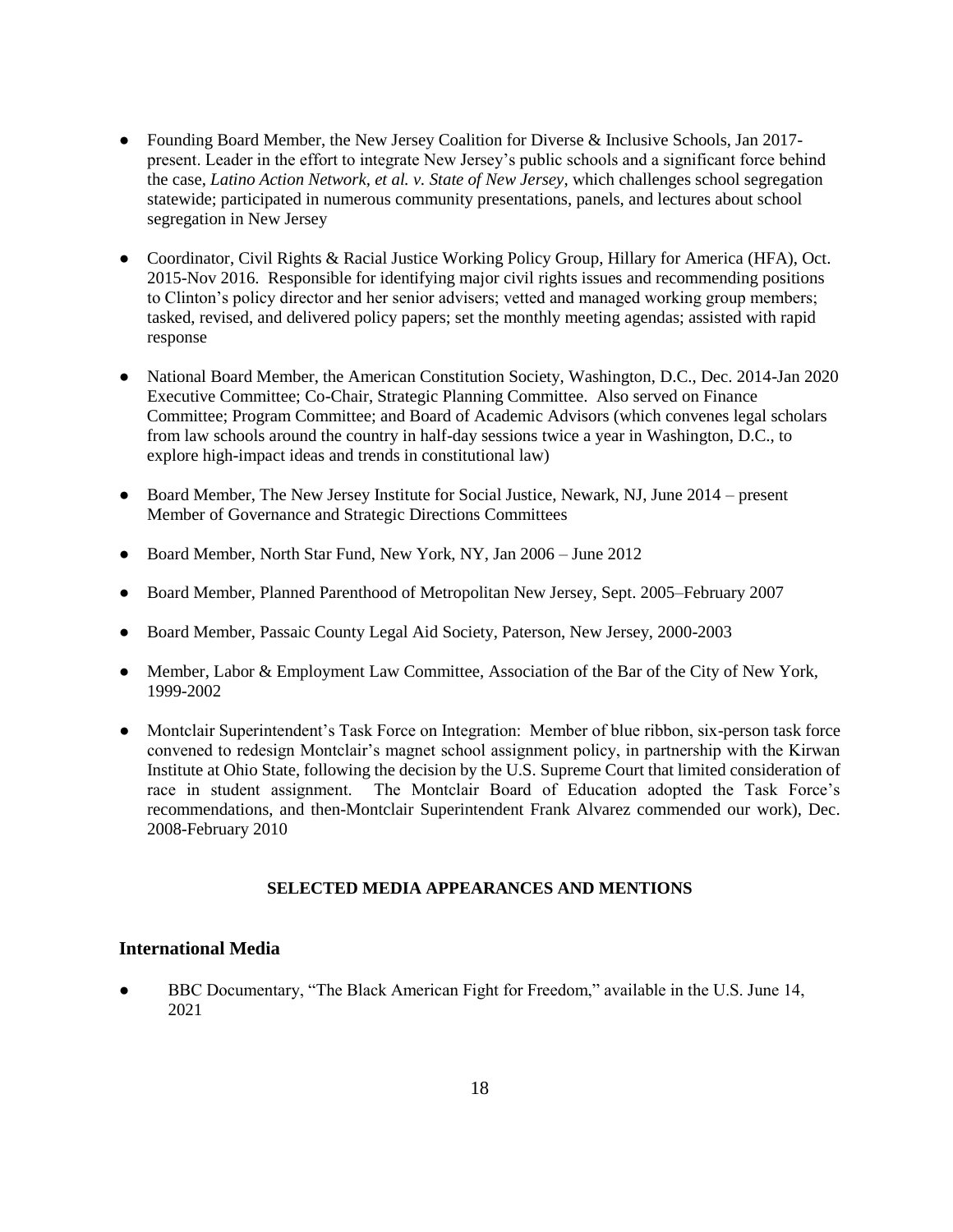- Founding Board Member, the New Jersey Coalition for Diverse & Inclusive Schools, Jan 2017-present. Leader in the effort to integrate New Jersey's public schools and a significant force behind the case, *Latino Action Network, et al. v. State of New Jersey*, which challenges school segregation statewide; participated in numerous community presentations, panels, and lectures about school segregation in New Jersey

- Coordinator, Civil Rights & Racial Justice Working Policy Group, Hillary for America (HFA), Oct. 2015-Nov 2016. Responsible for identifying major civil rights issues and recommending positions to Clinton's policy director and her senior advisers; vetted and managed working group members; tasked, revised, and delivered policy papers; set the monthly meeting agendas; assisted with rapid response

- National Board Member, the American Constitution Society, Washington, D.C., Dec. 2014-Jan 2020 Executive Committee; Co-Chair, Strategic Planning Committee. Also served on Finance Committee; Program Committee; and Board of Academic Advisors (which convenes legal scholars from law schools around the country in half-day sessions twice a year in Washington, D.C., to explore high-impact ideas and trends in constitutional law)

- Board Member, The New Jersey Institute for Social Justice, Newark, NJ, June 2014 – present Member of Governance and Strategic Directions Committees

- Board Member, North Star Fund, New York, NY, Jan 2006 – June 2012

- Board Member, Planned Parenthood of Metropolitan New Jersey, Sept. 2005–February 2007

- Board Member, Passaic County Legal Aid Society, Paterson, New Jersey, 2000-2003

- Member, Labor & Employment Law Committee, Association of the Bar of the City of New York, 1999-2002

- Montclair Superintendent's Task Force on Integration: Member of blue ribbon, six-person task force convened to redesign Montclair's magnet school assignment policy, in partnership with the Kirwan Institute at Ohio State, following the decision by the U.S. Supreme Court that limited consideration of race in student assignment. The Montclair Board of Education adopted the Task Force's recommendations, and then-Montclair Superintendent Frank Alvarez commended our work), Dec. 2008-February 2010

**SELECTED MEDIA APPEARANCES AND MENTIONS**

## International Media

- BBC Documentary, "The Black American Fight for Freedom," available in the U.S. June 14, 2021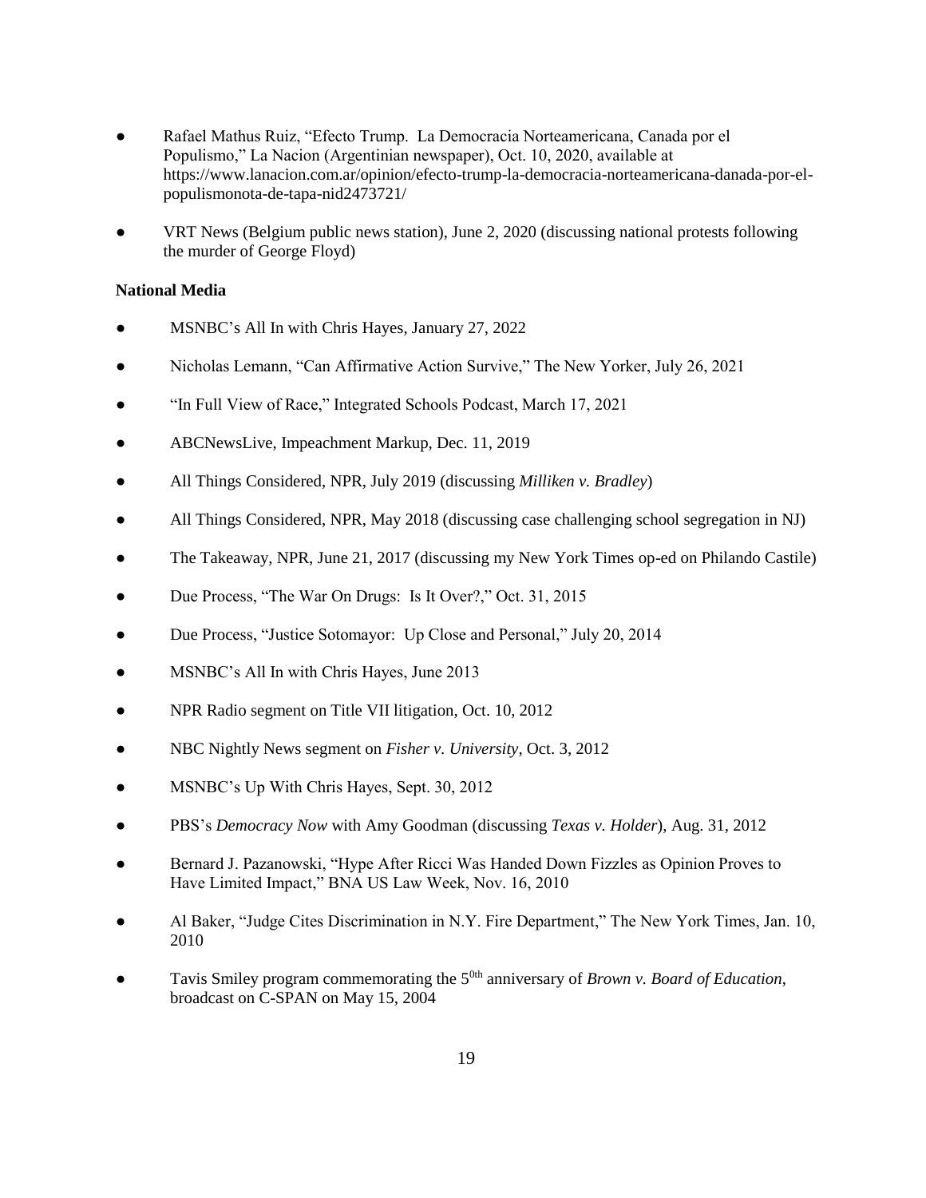- Rafael Mathus Ruiz, "Efecto Trump. La Democracia Norteamericana, Canada por el Populismo," La Nacion (Argentinian newspaper), Oct. 10, 2020, available at https://www.lanacion.com.ar/opinion/efecto-trump-la-democracia-norteamericana-danada-por-el-populismonota-de-tapa-nid2473721/
- VRT News (Belgium public news station), June 2, 2020 (discussing national protests following the murder of George Floyd)

**National Media**

- MSNBC's All In with Chris Hayes, January 27, 2022
- Nicholas Lemann, "Can Affirmative Action Survive," The New Yorker, July 26, 2021
- "In Full View of Race," Integrated Schools Podcast, March 17, 2021
- ABCNewsLive, Impeachment Markup, Dec. 11, 2019
- All Things Considered, NPR, July 2019 (discussing *Milliken v. Bradley*)
- All Things Considered, NPR, May 2018 (discussing case challenging school segregation in NJ)
- The Takeaway, NPR, June 21, 2017 (discussing my New York Times op-ed on Philando Castile)
- Due Process, "The War On Drugs: Is It Over?," Oct. 31, 2015
- Due Process, "Justice Sotomayor: Up Close and Personal," July 20, 2014
- MSNBC's All In with Chris Hayes, June 2013
- NPR Radio segment on Title VII litigation, Oct. 10, 2012
- NBC Nightly News segment on *Fisher v. University*, Oct. 3, 2012
- MSNBC's Up With Chris Hayes, Sept. 30, 2012
- PBS's *Democracy Now* with Amy Goodman (discussing *Texas v. Holder*), Aug. 31, 2012
- Bernard J. Pazanowski, "Hype After Ricci Was Handed Down Fizzles as Opinion Proves to Have Limited Impact," BNA US Law Week, Nov. 16, 2010
- Al Baker, "Judge Cites Discrimination in N.Y. Fire Department," The New York Times, Jan. 10, 2010
- Tavis Smiley program commemorating the 50th anniversary of *Brown v. Board of Education*, broadcast on C-SPAN on May 15, 2004